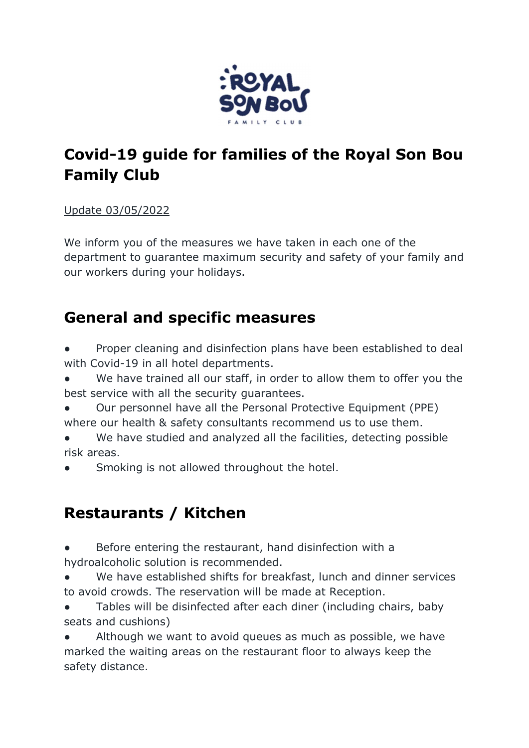# Covid-19 guide for families of the Royal Son Bou Family Club

Update 03/05/2022

We inform you of the measures we have taken in each one of the department to guarantee maximum security and safety of your family and our workers during your holidays.

## General and specific measures

- Proper cleaning and disinfection plans have been established to deal with Covid-19 in all hotel departments.
- We have trained all our staff, in order to allow them to offer you the best service with all the security guarantees.
- Our personnel have all the Personal Protective Equipment (PPE) where our health & safety consultants recommend us to use them.
- We have studied and analyzed all the facilities, detecting possible risk areas.
- Smoking is not allowed throughout the hotel.

## Restaurants / Kitchen

- Before entering the restaurant, hand disinfection with a hydroalcoholic solution is recommended.
- We have established shifts for breakfast, lunch and dinner services to avoid crowds. The reservation will be made at Reception.
- Tables will be disinfected after each diner (including chairs, baby seats and cushions)
- Although we want to avoid queues as much as possible, we have marked the waiting areas on the restaurant floor to always keep the safety distance.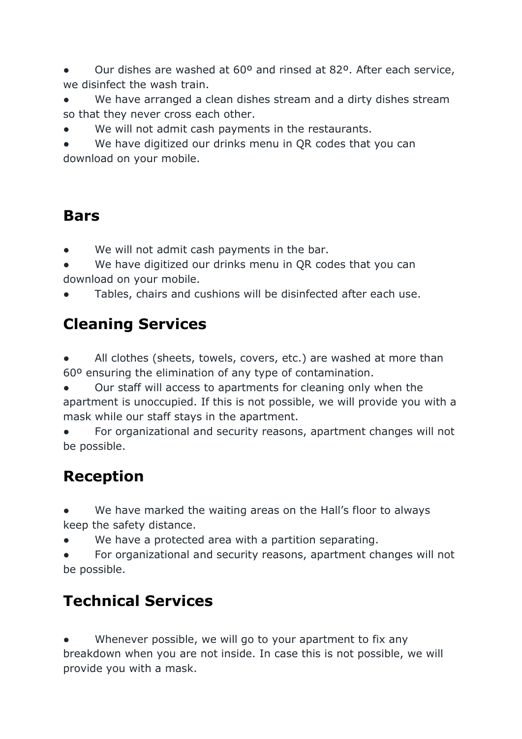- Our dishes are washed at 60º and rinsed at 82º. After each service, we disinfect the wash train.
- We have arranged a clean dishes stream and a dirty dishes stream so that they never cross each other.
- We will not admit cash payments in the restaurants.
- We have digitized our drinks menu in QR codes that you can download on your mobile.

## Bars

- We will not admit cash payments in the bar.
- We have digitized our drinks menu in QR codes that you can download on your mobile.
- Tables, chairs and cushions will be disinfected after each use.

## Cleaning Services

- All clothes (sheets, towels, covers, etc.) are washed at more than 60º ensuring the elimination of any type of contamination.
- Our staff will access to apartments for cleaning only when the apartment is unoccupied. If this is not possible, we will provide you with a mask while our staff stays in the apartment.
- For organizational and security reasons, apartment changes will not be possible.

## Reception

- We have marked the waiting areas on the Hall's floor to always keep the safety distance.
- We have a protected area with a partition separating.
- For organizational and security reasons, apartment changes will not be possible.

## Technical Services

- Whenever possible, we will go to your apartment to fix any breakdown when you are not inside. In case this is not possible, we will provide you with a mask.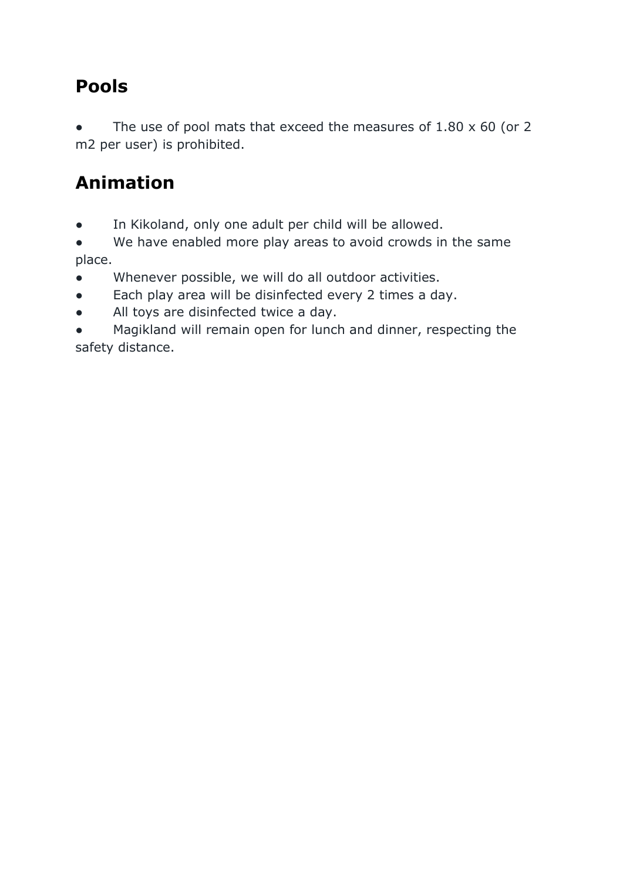## Pools

- The use of pool mats that exceed the measures of 1.80 x 60 (or 2 m2 per user) is prohibited.

## Animation

- In Kikoland, only one adult per child will be allowed.
- We have enabled more play areas to avoid crowds in the same place.
- Whenever possible, we will do all outdoor activities.
- Each play area will be disinfected every 2 times a day.
- All toys are disinfected twice a day.
- Magikland will remain open for lunch and dinner, respecting the safety distance.